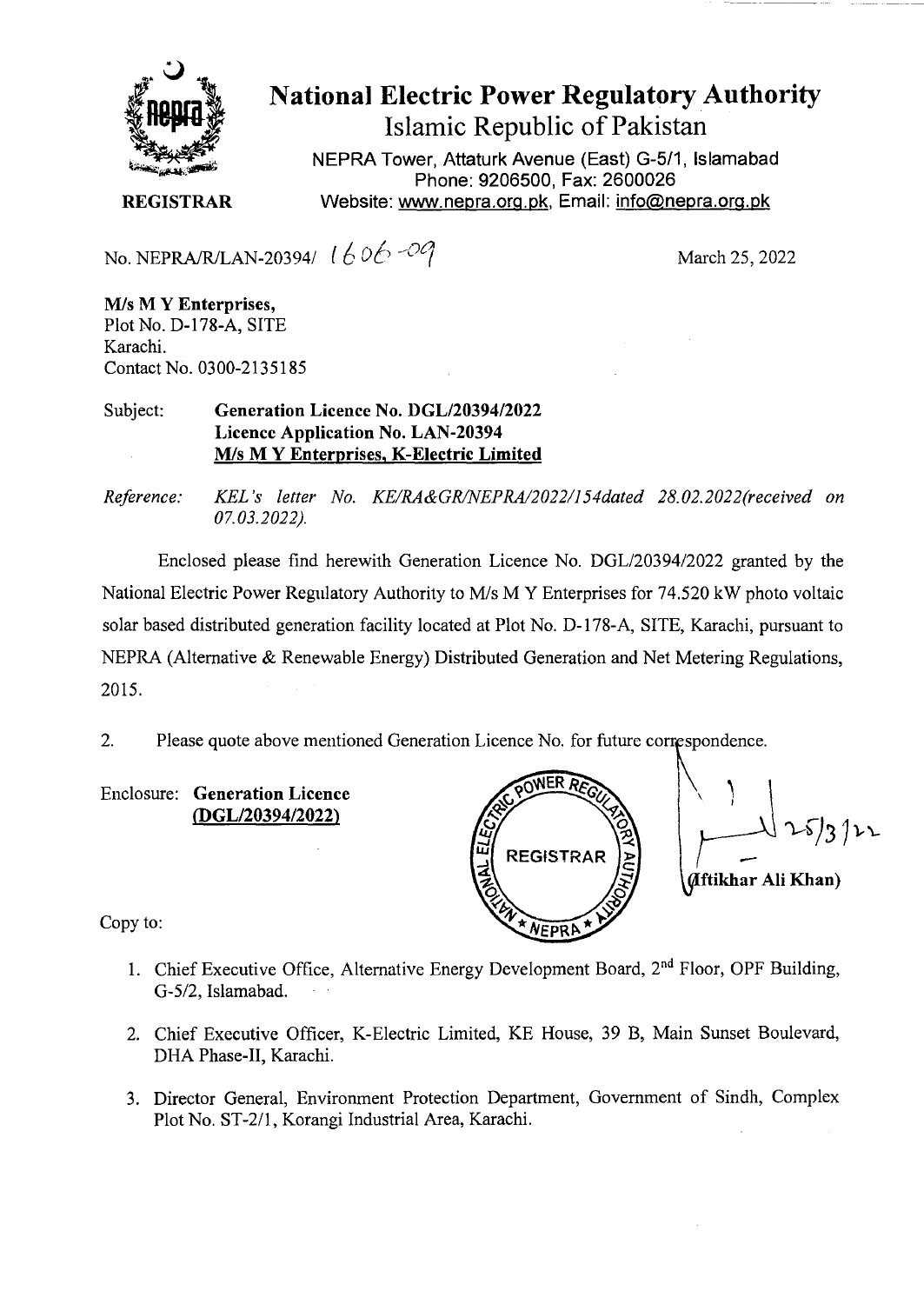# National Electric Power Regulatory Authority

## Islamic Republic of Pakistan

NEPRA Tower, Attaturk Avenue (East) G-5/1, Islamabad
Phone: 9206500, Fax: 2600026
Website: www.nepra.org.pk, Email: info@nepra.org.pk

**REGISTRAR**

No. NEPRA/R/LAN-20394/ 1606-09

March 25, 2022

**M/s M Y Enterprises,**
Plot No. D-178-A, SITE
Karachi.
Contact No. 0300-2135185

Subject: **Generation Licence No. DGL/20394/2022**
**Licence Application No. LAN-20394**
**M/s M Y Enterprises, K-Electric Limited**

*Reference: KEL's letter No. KE/RA&GR/NEPRA/2022/154dated 28.02.2022(received on 07.03.2022).*

Enclosed please find herewith Generation Licence No. DGL/20394/2022 granted by the National Electric Power Regulatory Authority to M/s M Y Enterprises for 74.520 kW photo voltaic solar based distributed generation facility located at Plot No. D-178-A, SITE, Karachi, pursuant to NEPRA (Alternative & Renewable Energy) Distributed Generation and Net Metering Regulations, 2015.

2. Please quote above mentioned Generation Licence No. for future correspondence.

Enclosure: **Generation Licence**
**(DGL/20394/2022)**

25/3/22
**(Iftikhar Ali Khan)**

Copy to:

1. Chief Executive Office, Alternative Energy Development Board, 2nd Floor, OPF Building, G-5/2, Islamabad.
2. Chief Executive Officer, K-Electric Limited, KE House, 39 B, Main Sunset Boulevard, DHA Phase-II, Karachi.
3. Director General, Environment Protection Department, Government of Sindh, Complex Plot No. ST-2/1, Korangi Industrial Area, Karachi.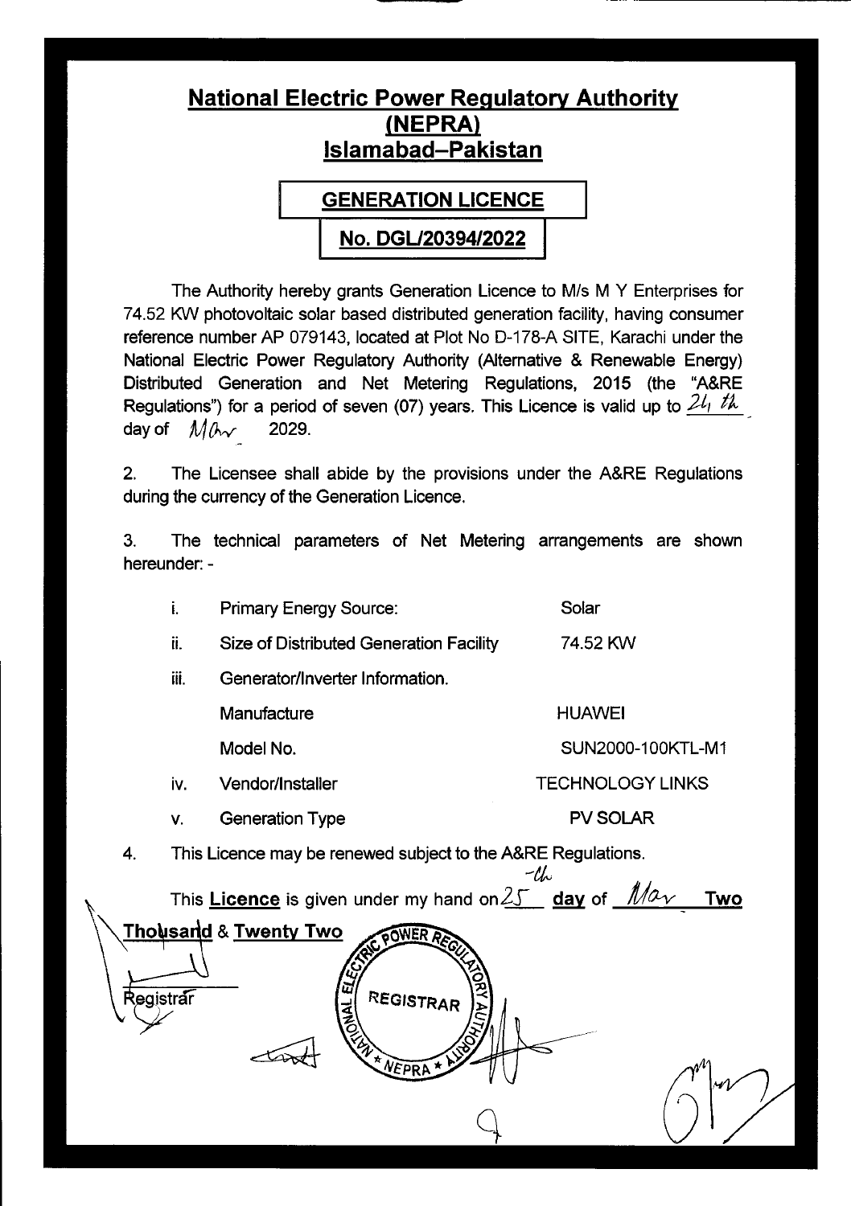# National Electric Power Regulatory Authority (NEPRA) Islamabad–Pakistan

## GENERATION LICENCE

## No. DGL/20394/2022

The Authority hereby grants Generation Licence to M/s M Y Enterprises for 74.52 KW photovoltaic solar based distributed generation facility, having consumer reference number AP 079143, located at Plot No D-178-A SITE, Karachi under the National Electric Power Regulatory Authority (Alternative & Renewable Energy) Distributed Generation and Net Metering Regulations, 2015 (the "A&RE Regulations") for a period of seven (07) years. This Licence is valid up to 24 th day of May 2029.

2. The Licensee shall abide by the provisions under the A&RE Regulations during the currency of the Generation Licence.

3. The technical parameters of Net Metering arrangements are shown hereunder: -

| | | |
|---|---|---|
| i. | Primary Energy Source: | Solar |
| ii. | Size of Distributed Generation Facility | 74.52 KW |
| iii. | Generator/Inverter Information. | |
| | Manufacture | HUAWEI |
| | Model No. | SUN2000-100KTL-M1 |
| iv. | Vendor/Installer | TECHNOLOGY LINKS |
| v. | Generation Type | PV SOLAR |

4. This Licence may be renewed subject to the A&RE Regulations.

This **Licence** is given under my hand on 25th **day** of May **Two Thousand** & **Twenty Two**

Registrar

REGISTRAR
NATIONAL ELECTRIC POWER REGULATORY AUTHORITY
NEPRA